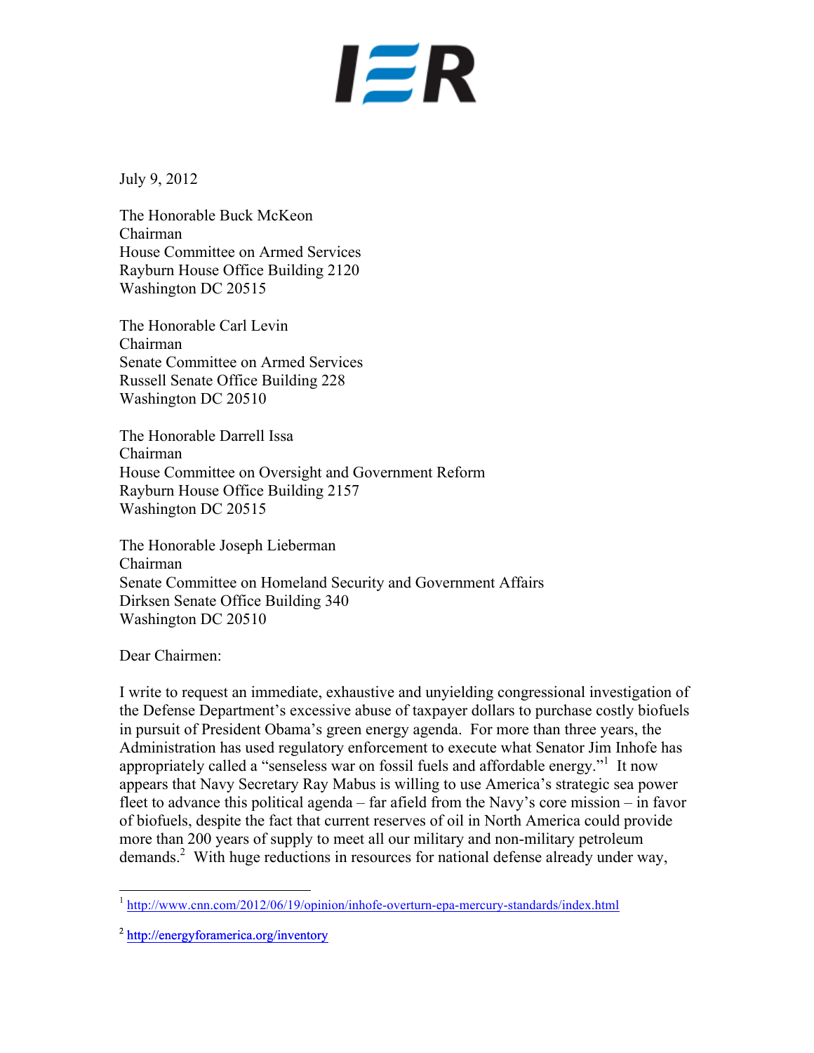IER

July 9, 2012

The Honorable Buck McKeon
Chairman
House Committee on Armed Services
Rayburn House Office Building 2120
Washington DC 20515

The Honorable Carl Levin
Chairman
Senate Committee on Armed Services
Russell Senate Office Building 228
Washington DC 20510

The Honorable Darrell Issa
Chairman
House Committee on Oversight and Government Reform
Rayburn House Office Building 2157
Washington DC 20515

The Honorable Joseph Lieberman
Chairman
Senate Committee on Homeland Security and Government Affairs
Dirksen Senate Office Building 340
Washington DC 20510

Dear Chairmen:

I write to request an immediate, exhaustive and unyielding congressional investigation of the Defense Department's excessive abuse of taxpayer dollars to purchase costly biofuels in pursuit of President Obama's green energy agenda. For more than three years, the Administration has used regulatory enforcement to execute what Senator Jim Inhofe has appropriately called a "senseless war on fossil fuels and affordable energy."[1] It now appears that Navy Secretary Ray Mabus is willing to use America's strategic sea power fleet to advance this political agenda – far afield from the Navy's core mission – in favor of biofuels, despite the fact that current reserves of oil in North America could provide more than 200 years of supply to meet all our military and non-military petroleum demands.[2] With huge reductions in resources for national defense already under way,

---

[1] http://www.cnn.com/2012/06/19/opinion/inhofe-overturn-epa-mercury-standards/index.html

[2] http://energyforamerica.org/inventory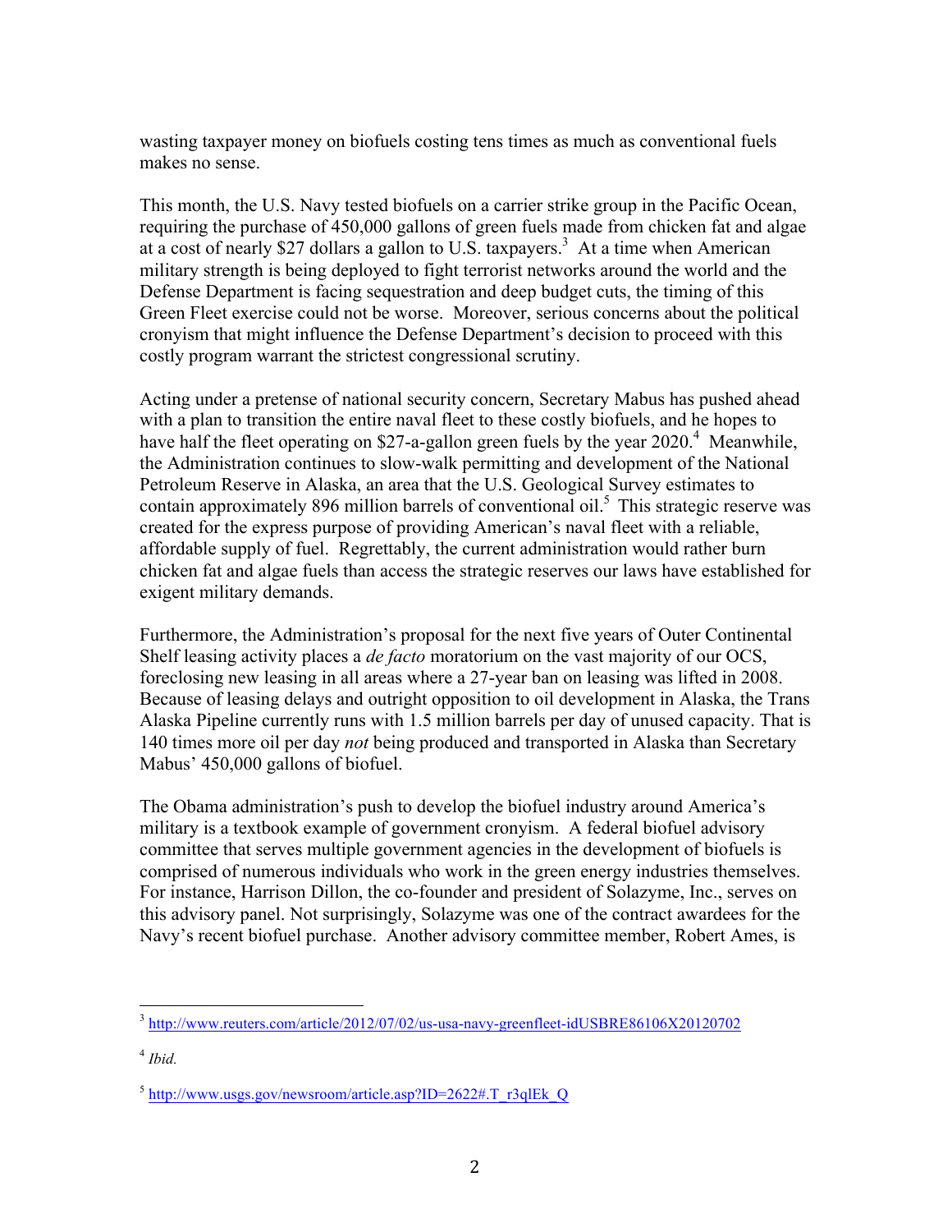wasting taxpayer money on biofuels costing tens times as much as conventional fuels makes no sense.

This month, the U.S. Navy tested biofuels on a carrier strike group in the Pacific Ocean, requiring the purchase of 450,000 gallons of green fuels made from chicken fat and algae at a cost of nearly $27 dollars a gallon to U.S. taxpayers.[3] At a time when American military strength is being deployed to fight terrorist networks around the world and the Defense Department is facing sequestration and deep budget cuts, the timing of this Green Fleet exercise could not be worse. Moreover, serious concerns about the political cronyism that might influence the Defense Department's decision to proceed with this costly program warrant the strictest congressional scrutiny.

Acting under a pretense of national security concern, Secretary Mabus has pushed ahead with a plan to transition the entire naval fleet to these costly biofuels, and he hopes to have half the fleet operating on $27-a-gallon green fuels by the year 2020.[4] Meanwhile, the Administration continues to slow-walk permitting and development of the National Petroleum Reserve in Alaska, an area that the U.S. Geological Survey estimates to contain approximately 896 million barrels of conventional oil.[5] This strategic reserve was created for the express purpose of providing American's naval fleet with a reliable, affordable supply of fuel. Regrettably, the current administration would rather burn chicken fat and algae fuels than access the strategic reserves our laws have established for exigent military demands.

Furthermore, the Administration's proposal for the next five years of Outer Continental Shelf leasing activity places a *de facto* moratorium on the vast majority of our OCS, foreclosing new leasing in all areas where a 27-year ban on leasing was lifted in 2008. Because of leasing delays and outright opposition to oil development in Alaska, the Trans Alaska Pipeline currently runs with 1.5 million barrels per day of unused capacity. That is 140 times more oil per day *not* being produced and transported in Alaska than Secretary Mabus' 450,000 gallons of biofuel.

The Obama administration's push to develop the biofuel industry around America's military is a textbook example of government cronyism. A federal biofuel advisory committee that serves multiple government agencies in the development of biofuels is comprised of numerous individuals who work in the green energy industries themselves. For instance, Harrison Dillon, the co-founder and president of Solazyme, Inc., serves on this advisory panel. Not surprisingly, Solazyme was one of the contract awardees for the Navy's recent biofuel purchase. Another advisory committee member, Robert Ames, is

---

[3] http://www.reuters.com/article/2012/07/02/us-usa-navy-greenfleet-idUSBRE86106X20120702

[4] *Ibid.*

[5] http://www.usgs.gov/newsroom/article.asp?ID=2622#.T_r3qlEk_Q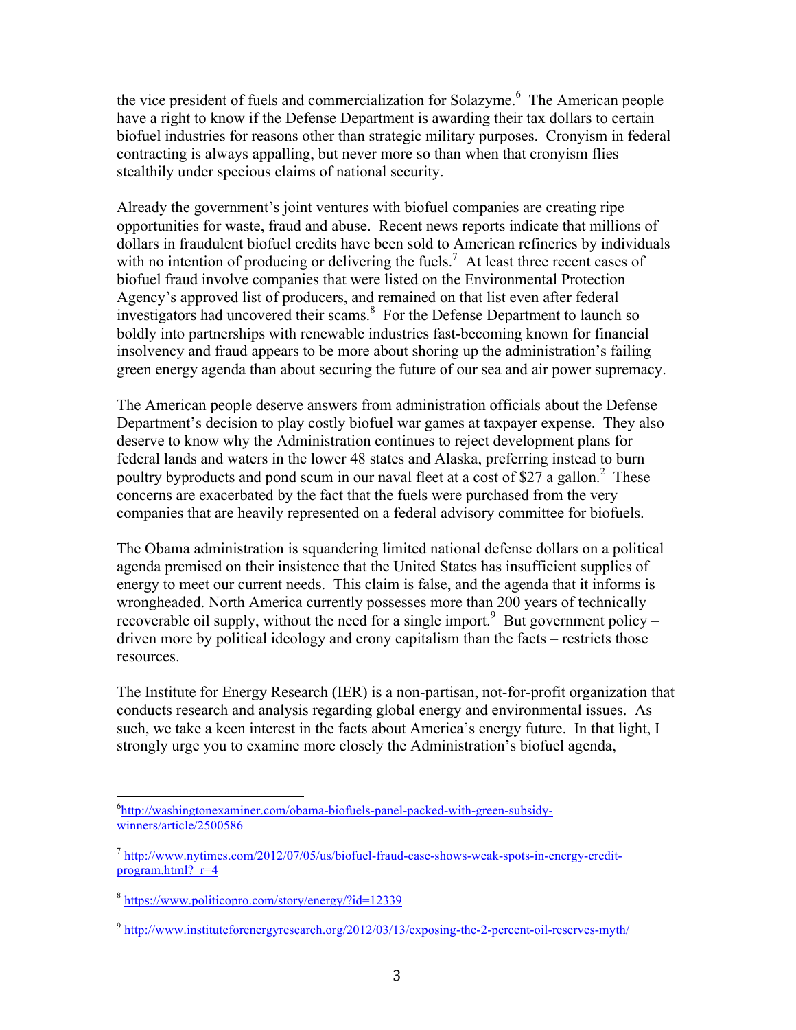the vice president of fuels and commercialization for Solazyme.[6] The American people have a right to know if the Defense Department is awarding their tax dollars to certain biofuel industries for reasons other than strategic military purposes. Cronyism in federal contracting is always appalling, but never more so than when that cronyism flies stealthily under specious claims of national security.

Already the government's joint ventures with biofuel companies are creating ripe opportunities for waste, fraud and abuse. Recent news reports indicate that millions of dollars in fraudulent biofuel credits have been sold to American refineries by individuals with no intention of producing or delivering the fuels.[7] At least three recent cases of biofuel fraud involve companies that were listed on the Environmental Protection Agency's approved list of producers, and remained on that list even after federal investigators had uncovered their scams.[8] For the Defense Department to launch so boldly into partnerships with renewable industries fast-becoming known for financial insolvency and fraud appears to be more about shoring up the administration's failing green energy agenda than about securing the future of our sea and air power supremacy.

The American people deserve answers from administration officials about the Defense Department's decision to play costly biofuel war games at taxpayer expense. They also deserve to know why the Administration continues to reject development plans for federal lands and waters in the lower 48 states and Alaska, preferring instead to burn poultry byproducts and pond scum in our naval fleet at a cost of $27 a gallon.[2] These concerns are exacerbated by the fact that the fuels were purchased from the very companies that are heavily represented on a federal advisory committee for biofuels.

The Obama administration is squandering limited national defense dollars on a political agenda premised on their insistence that the United States has insufficient supplies of energy to meet our current needs. This claim is false, and the agenda that it informs is wrongheaded. North America currently possesses more than 200 years of technically recoverable oil supply, without the need for a single import.[9] But government policy – driven more by political ideology and crony capitalism than the facts – restricts those resources.

The Institute for Energy Research (IER) is a non-partisan, not-for-profit organization that conducts research and analysis regarding global energy and environmental issues. As such, we take a keen interest in the facts about America's energy future. In that light, I strongly urge you to examine more closely the Administration's biofuel agenda,

---

[6] http://washingtonexaminer.com/obama-biofuels-panel-packed-with-green-subsidy-winners/article/2500586

[7] http://www.nytimes.com/2012/07/05/us/biofuel-fraud-case-shows-weak-spots-in-energy-credit-program.html?_r=4

[8] https://www.politicopro.com/story/energy/?id=12339

[9] http://www.instituteforenergyresearch.org/2012/03/13/exposing-the-2-percent-oil-reserves-myth/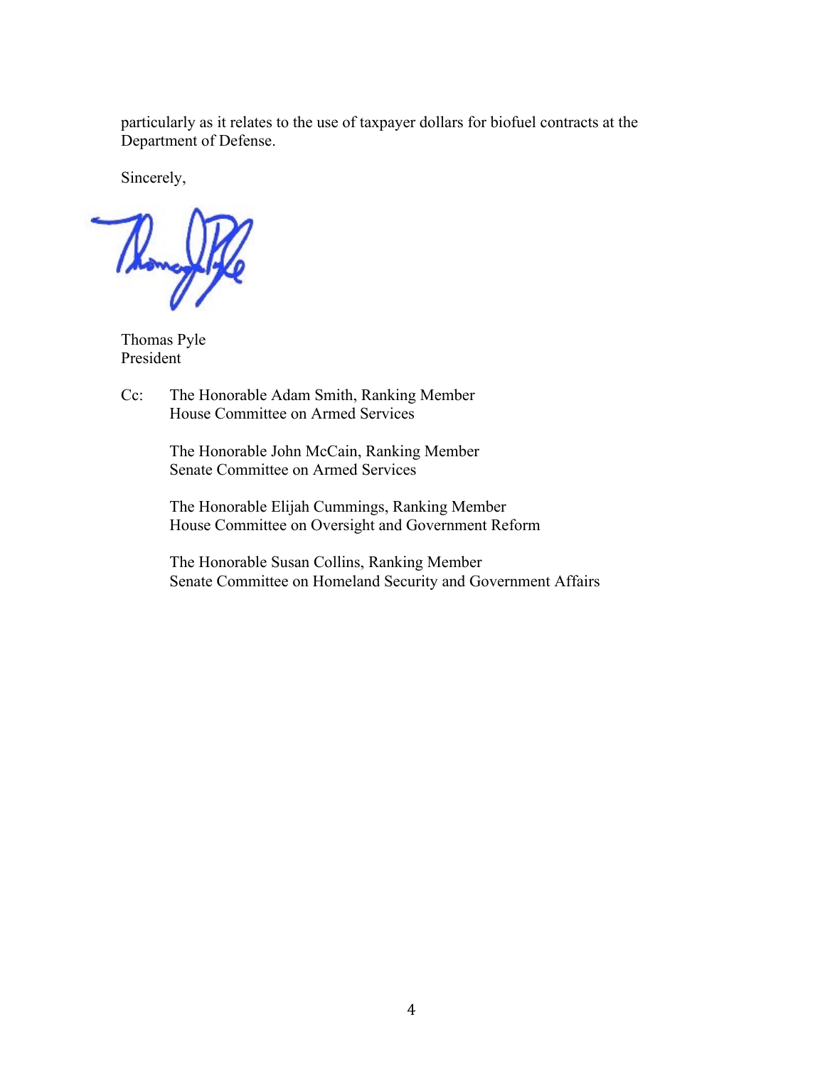particularly as it relates to the use of taxpayer dollars for biofuel contracts at the Department of Defense.

Sincerely,

Thomas Pyle
President

Cc: The Honorable Adam Smith, Ranking Member
House Committee on Armed Services

The Honorable John McCain, Ranking Member
Senate Committee on Armed Services

The Honorable Elijah Cummings, Ranking Member
House Committee on Oversight and Government Reform

The Honorable Susan Collins, Ranking Member
Senate Committee on Homeland Security and Government Affairs